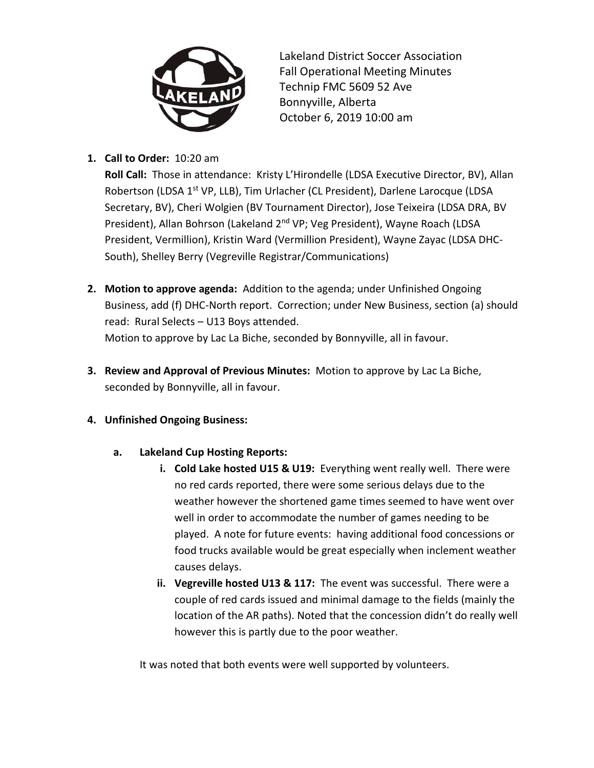Lakeland District Soccer Association
Fall Operational Meeting Minutes
Technip FMC 5609 52 Ave
Bonnyville, Alberta
October 6, 2019 10:00 am

1. **Call to Order:** 10:20 am
   **Roll Call:** Those in attendance: Kristy L'Hirondelle (LDSA Executive Director, BV), Allan Robertson (LDSA 1st VP, LLB), Tim Urlacher (CL President), Darlene Larocque (LDSA Secretary, BV), Cheri Wolgien (BV Tournament Director), Jose Teixeira (LDSA DRA, BV President), Allan Bohrson (Lakeland 2nd VP; Veg President), Wayne Roach (LDSA President, Vermillion), Kristin Ward (Vermillion President), Wayne Zayac (LDSA DHC-South), Shelley Berry (Vegreville Registrar/Communications)

2. **Motion to approve agenda:** Addition to the agenda; under Unfinished Ongoing Business, add (f) DHC-North report. Correction; under New Business, section (a) should read: Rural Selects – U13 Boys attended.
   Motion to approve by Lac La Biche, seconded by Bonnyville, all in favour.

3. **Review and Approval of Previous Minutes:** Motion to approve by Lac La Biche, seconded by Bonnyville, all in favour.

4. **Unfinished Ongoing Business:**

   a. **Lakeland Cup Hosting Reports:**
      i. **Cold Lake hosted U15 & U19:** Everything went really well. There were no red cards reported, there were some serious delays due to the weather however the shortened game times seemed to have went over well in order to accommodate the number of games needing to be played. A note for future events: having additional food concessions or food trucks available would be great especially when inclement weather causes delays.
      ii. **Vegreville hosted U13 & 117:** The event was successful. There were a couple of red cards issued and minimal damage to the fields (mainly the location of the AR paths). Noted that the concession didn't do really well however this is partly due to the poor weather.

   It was noted that both events were well supported by volunteers.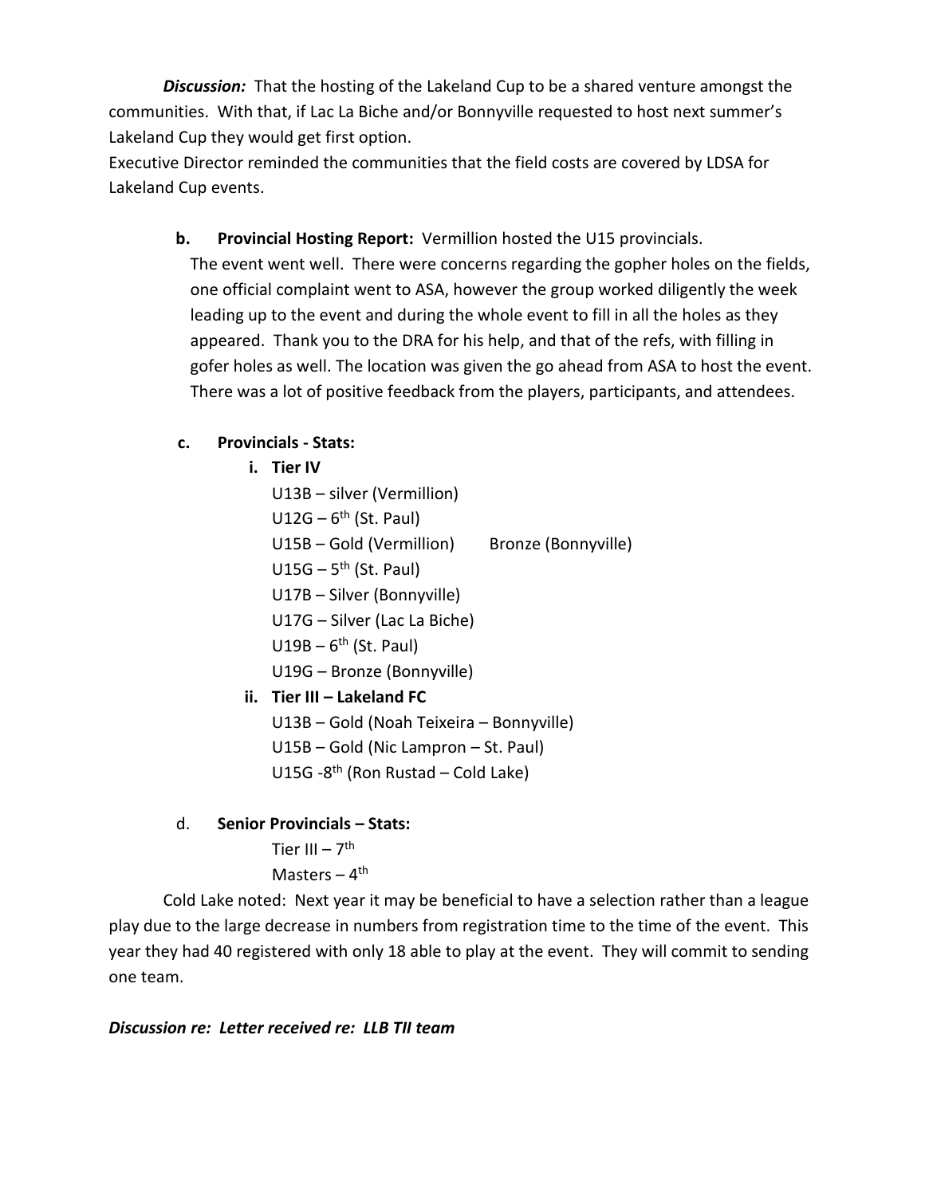***Discussion:*** That the hosting of the Lakeland Cup to be a shared venture amongst the communities. With that, if Lac La Biche and/or Bonnyville requested to host next summer's Lakeland Cup they would get first option.

Executive Director reminded the communities that the field costs are covered by LDSA for Lakeland Cup events.

**b. Provincial Hosting Report:** Vermillion hosted the U15 provincials.

The event went well. There were concerns regarding the gopher holes on the fields, one official complaint went to ASA, however the group worked diligently the week leading up to the event and during the whole event to fill in all the holes as they appeared. Thank you to the DRA for his help, and that of the refs, with filling in gofer holes as well. The location was given the go ahead from ASA to host the event. There was a lot of positive feedback from the players, participants, and attendees.

**c. Provincials - Stats:**

**i. Tier IV**

U13B – silver (Vermillion)
U12G – 6th (St. Paul)
U15B – Gold (Vermillion) Bronze (Bonnyville)
U15G – 5th (St. Paul)
U17B – Silver (Bonnyville)
U17G – Silver (Lac La Biche)
U19B – 6th (St. Paul)
U19G – Bronze (Bonnyville)

**ii. Tier III – Lakeland FC**

U13B – Gold (Noah Teixeira – Bonnyville)
U15B – Gold (Nic Lampron – St. Paul)
U15G -8th (Ron Rustad – Cold Lake)

d. **Senior Provincials – Stats:**

Tier III – 7th
Masters – 4th

Cold Lake noted: Next year it may be beneficial to have a selection rather than a league play due to the large decrease in numbers from registration time to the time of the event. This year they had 40 registered with only 18 able to play at the event. They will commit to sending one team.

***Discussion re: Letter received re: LLB TII team***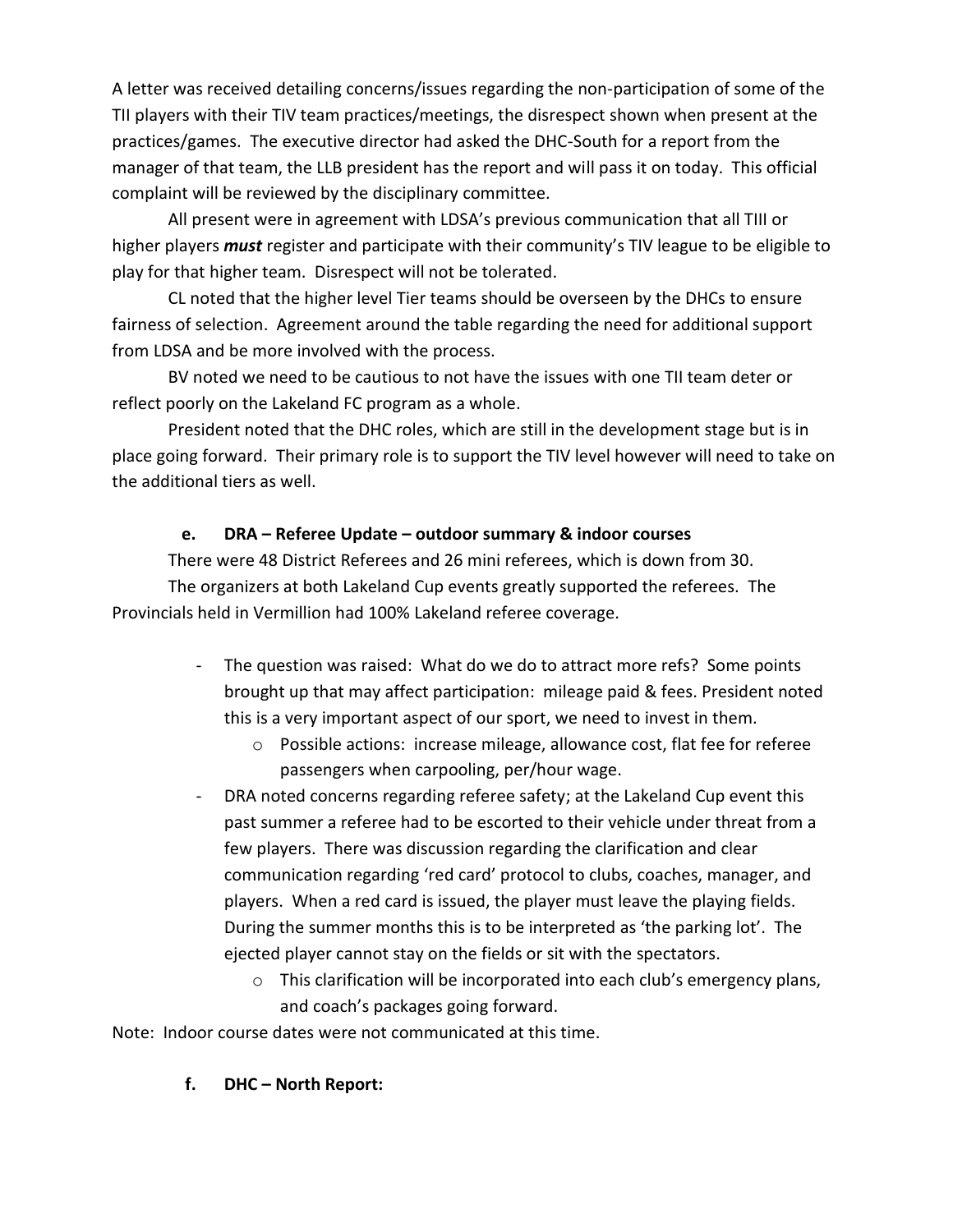A letter was received detailing concerns/issues regarding the non-participation of some of the TII players with their TIV team practices/meetings, the disrespect shown when present at the practices/games. The executive director had asked the DHC-South for a report from the manager of that team, the LLB president has the report and will pass it on today. This official complaint will be reviewed by the disciplinary committee.

All present were in agreement with LDSA's previous communication that all TIII or higher players ***must*** register and participate with their community's TIV league to be eligible to play for that higher team. Disrespect will not be tolerated.

CL noted that the higher level Tier teams should be overseen by the DHCs to ensure fairness of selection. Agreement around the table regarding the need for additional support from LDSA and be more involved with the process.

BV noted we need to be cautious to not have the issues with one TII team deter or reflect poorly on the Lakeland FC program as a whole.

President noted that the DHC roles, which are still in the development stage but is in place going forward. Their primary role is to support the TIV level however will need to take on the additional tiers as well.

**e. DRA – Referee Update – outdoor summary & indoor courses**

There were 48 District Referees and 26 mini referees, which is down from 30.

The organizers at both Lakeland Cup events greatly supported the referees. The Provincials held in Vermillion had 100% Lakeland referee coverage.

- The question was raised: What do we do to attract more refs? Some points brought up that may affect participation: mileage paid & fees. President noted this is a very important aspect of our sport, we need to invest in them.
  - Possible actions: increase mileage, allowance cost, flat fee for referee passengers when carpooling, per/hour wage.
- DRA noted concerns regarding referee safety; at the Lakeland Cup event this past summer a referee had to be escorted to their vehicle under threat from a few players. There was discussion regarding the clarification and clear communication regarding 'red card' protocol to clubs, coaches, manager, and players. When a red card is issued, the player must leave the playing fields. During the summer months this is to be interpreted as 'the parking lot'. The ejected player cannot stay on the fields or sit with the spectators.
  - This clarification will be incorporated into each club's emergency plans, and coach's packages going forward.

Note: Indoor course dates were not communicated at this time.

**f. DHC – North Report:**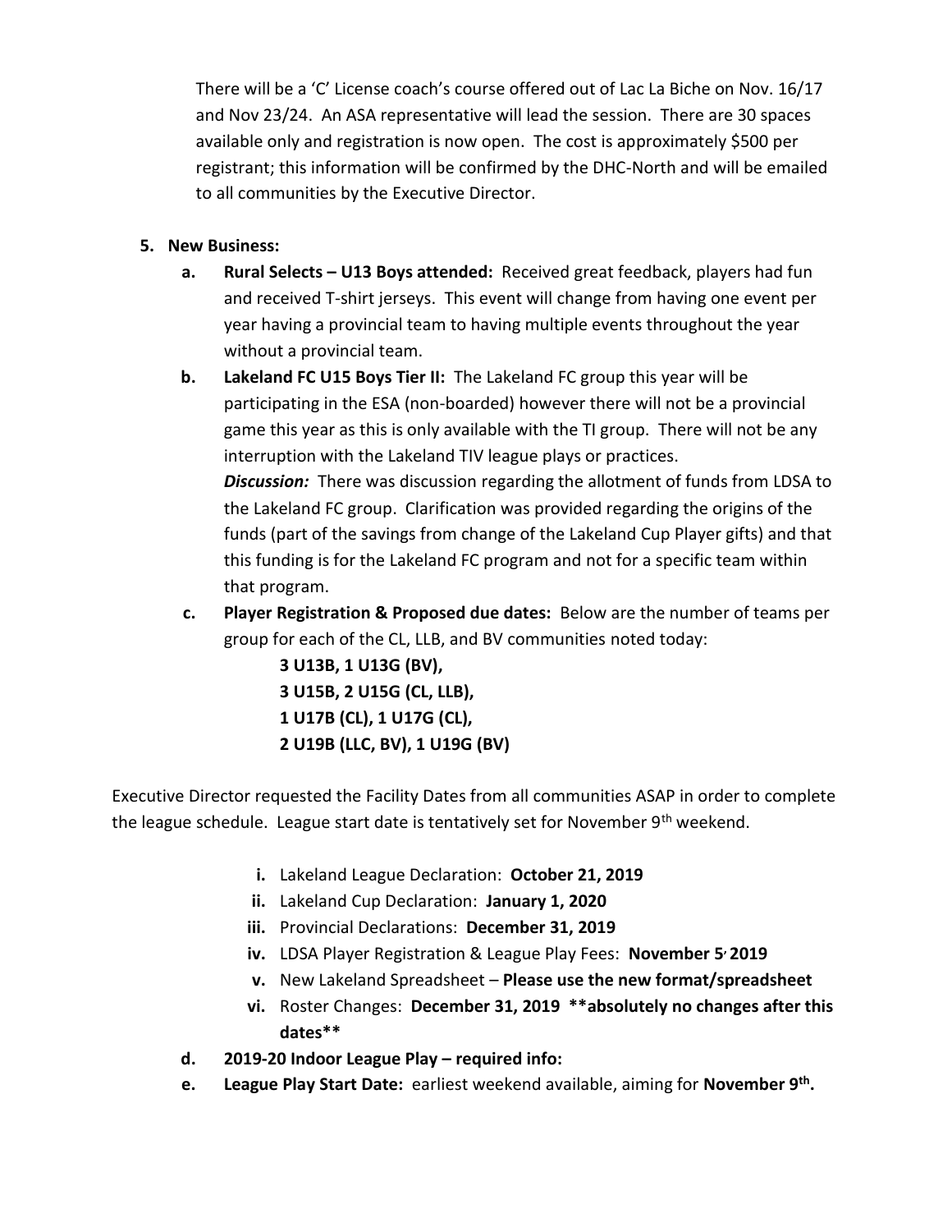There will be a 'C' License coach's course offered out of Lac La Biche on Nov. 16/17 and Nov 23/24. An ASA representative will lead the session. There are 30 spaces available only and registration is now open. The cost is approximately $500 per registrant; this information will be confirmed by the DHC-North and will be emailed to all communities by the Executive Director.

5. **New Business:**
   a. **Rural Selects – U13 Boys attended:** Received great feedback, players had fun and received T-shirt jerseys. This event will change from having one event per year having a provincial team to having multiple events throughout the year without a provincial team.
   b. **Lakeland FC U15 Boys Tier II:** The Lakeland FC group this year will be participating in the ESA (non-boarded) however there will not be a provincial game this year as this is only available with the TI group. There will not be any interruption with the Lakeland TIV league plays or practices.
      ***Discussion:*** There was discussion regarding the allotment of funds from LDSA to the Lakeland FC group. Clarification was provided regarding the origins of the funds (part of the savings from change of the Lakeland Cup Player gifts) and that this funding is for the Lakeland FC program and not for a specific team within that program.
   c. **Player Registration & Proposed due dates:** Below are the number of teams per group for each of the CL, LLB, and BV communities noted today:
      **3 U13B, 1 U13G (BV),**
      **3 U15B, 2 U15G (CL, LLB),**
      **1 U17B (CL), 1 U17G (CL),**
      **2 U19B (LLC, BV), 1 U19G (BV)**

Executive Director requested the Facility Dates from all communities ASAP in order to complete the league schedule. League start date is tentatively set for November 9th weekend.

   i. Lakeland League Declaration: **October 21, 2019**
   ii. Lakeland Cup Declaration: **January 1, 2020**
   iii. Provincial Declarations: **December 31, 2019**
   iv. LDSA Player Registration & League Play Fees: **November 5, 2019**
   v. New Lakeland Spreadsheet – **Please use the new format/spreadsheet**
   vi. Roster Changes: **December 31, 2019 \*\*absolutely no changes after this dates\*\***

   d. **2019-20 Indoor League Play – required info:**
   e. **League Play Start Date:** earliest weekend available, aiming for **November 9th.**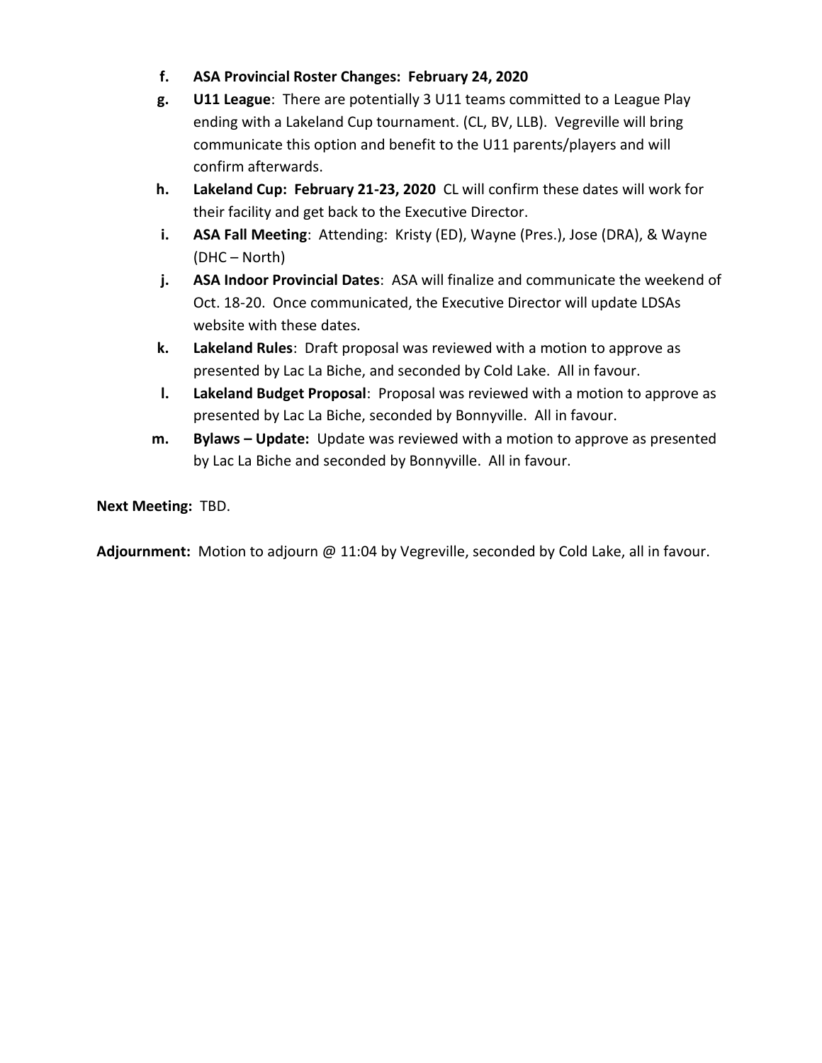f. **ASA Provincial Roster Changes: February 24, 2020**

g. **U11 League**: There are potentially 3 U11 teams committed to a League Play ending with a Lakeland Cup tournament. (CL, BV, LLB). Vegreville will bring communicate this option and benefit to the U11 parents/players and will confirm afterwards.

h. **Lakeland Cup: February 21-23, 2020** CL will confirm these dates will work for their facility and get back to the Executive Director.

i. **ASA Fall Meeting**: Attending: Kristy (ED), Wayne (Pres.), Jose (DRA), & Wayne (DHC – North)

j. **ASA Indoor Provincial Dates**: ASA will finalize and communicate the weekend of Oct. 18-20. Once communicated, the Executive Director will update LDSAs website with these dates.

k. **Lakeland Rules**: Draft proposal was reviewed with a motion to approve as presented by Lac La Biche, and seconded by Cold Lake. All in favour.

l. **Lakeland Budget Proposal**: Proposal was reviewed with a motion to approve as presented by Lac La Biche, seconded by Bonnyville. All in favour.

m. **Bylaws – Update:** Update was reviewed with a motion to approve as presented by Lac La Biche and seconded by Bonnyville. All in favour.

**Next Meeting:** TBD.

**Adjournment:** Motion to adjourn @ 11:04 by Vegreville, seconded by Cold Lake, all in favour.